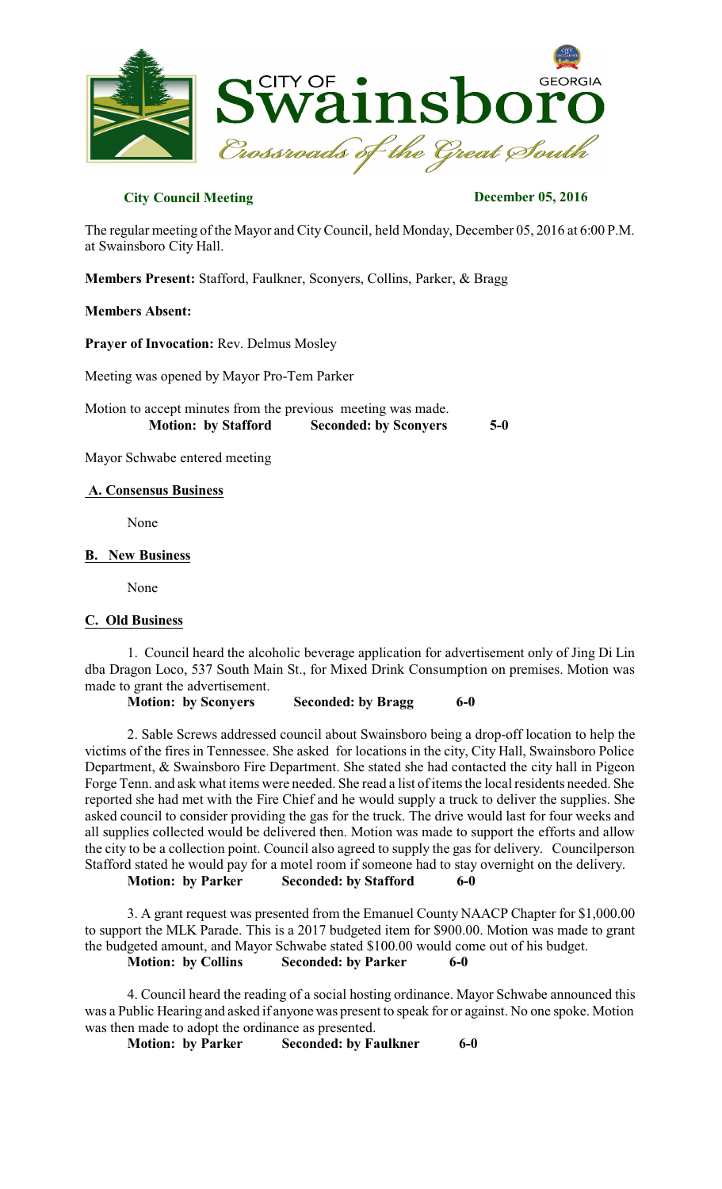# City of Swainsboro Georgia — Crossroads of the Great South

**City Council Meeting** **December 05, 2016**

The regular meeting of the Mayor and City Council, held Monday, December 05, 2016 at 6:00 P.M. at Swainsboro City Hall.

**Members Present:** Stafford, Faulkner, Sconyers, Collins, Parker, & Bragg

**Members Absent:**

**Prayer of Invocation:** Rev. Delmus Mosley

Meeting was opened by Mayor Pro-Tem Parker

Motion to accept minutes from the previous meeting was made.
**Motion: by Stafford** **Seconded: by Sconyers** **5-0**

Mayor Schwabe entered meeting

## A. Consensus Business

None

## B. New Business

None

## C. Old Business

1. Council heard the alcoholic beverage application for advertisement only of Jing Di Lin dba Dragon Loco, 537 South Main St., for Mixed Drink Consumption on premises. Motion was made to grant the advertisement.
**Motion: by Sconyers** **Seconded: by Bragg** **6-0**

2. Sable Screws addressed council about Swainsboro being a drop-off location to help the victims of the fires in Tennessee. She asked for locations in the city, City Hall, Swainsboro Police Department, & Swainsboro Fire Department. She stated she had contacted the city hall in Pigeon Forge Tenn. and ask what items were needed. She read a list of items the local residents needed. She reported she had met with the Fire Chief and he would supply a truck to deliver the supplies. She asked council to consider providing the gas for the truck. The drive would last for four weeks and all supplies collected would be delivered then. Motion was made to support the efforts and allow the city to be a collection point. Council also agreed to supply the gas for delivery. Councilperson Stafford stated he would pay for a motel room if someone had to stay overnight on the delivery.
**Motion: by Parker** **Seconded: by Stafford** **6-0**

3. A grant request was presented from the Emanuel County NAACP Chapter for $1,000.00 to support the MLK Parade. This is a 2017 budgeted item for $900.00. Motion was made to grant the budgeted amount, and Mayor Schwabe stated $100.00 would come out of his budget.
**Motion: by Collins** **Seconded: by Parker** **6-0**

4. Council heard the reading of a social hosting ordinance. Mayor Schwabe announced this was a Public Hearing and asked if anyone was present to speak for or against. No one spoke. Motion was then made to adopt the ordinance as presented.
**Motion: by Parker** **Seconded: by Faulkner** **6-0**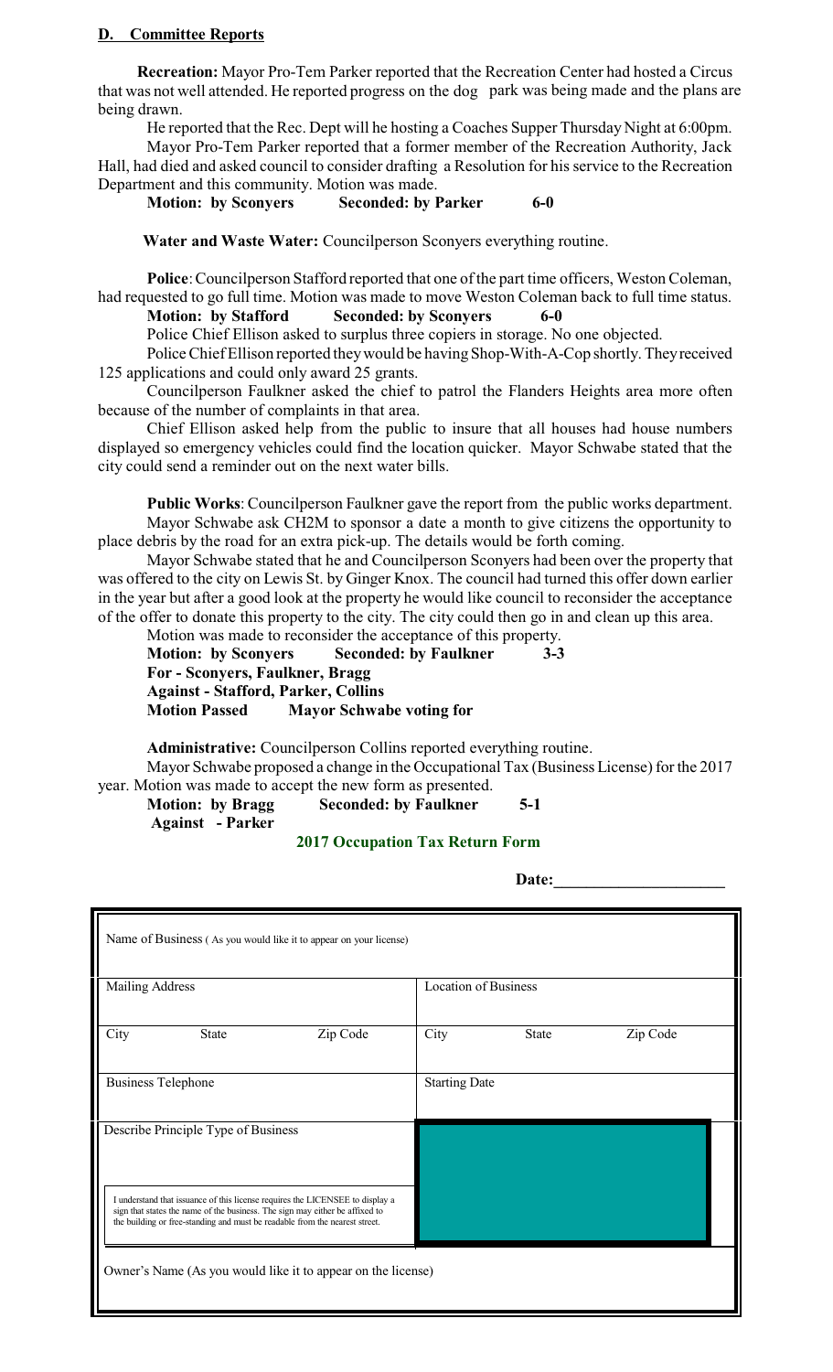## D. Committee Reports

**Recreation:** Mayor Pro-Tem Parker reported that the Recreation Center had hosted a Circus that was not well attended. He reported progress on the dog park was being made and the plans are being drawn.

He reported that the Rec. Dept will he hosting a Coaches Supper Thursday Night at 6:00pm.

Mayor Pro-Tem Parker reported that a former member of the Recreation Authority, Jack Hall, had died and asked council to consider drafting a Resolution for his service to the Recreation Department and this community. Motion was made.

**Motion: by Sconyers Seconded: by Parker 6-0**

**Water and Waste Water:** Councilperson Sconyers everything routine.

**Police**: Councilperson Stafford reported that one of the part time officers, Weston Coleman, had requested to go full time. Motion was made to move Weston Coleman back to full time status.

**Motion: by Stafford Seconded: by Sconyers 6-0**

Police Chief Ellison asked to surplus three copiers in storage. No one objected.

Police Chief Ellison reported they would be having Shop-With-A-Cop shortly. They received 125 applications and could only award 25 grants.

Councilperson Faulkner asked the chief to patrol the Flanders Heights area more often because of the number of complaints in that area.

Chief Ellison asked help from the public to insure that all houses had house numbers displayed so emergency vehicles could find the location quicker. Mayor Schwabe stated that the city could send a reminder out on the next water bills.

**Public Works**: Councilperson Faulkner gave the report from the public works department.

Mayor Schwabe ask CH2M to sponsor a date a month to give citizens the opportunity to place debris by the road for an extra pick-up. The details would be forth coming.

Mayor Schwabe stated that he and Councilperson Sconyers had been over the property that was offered to the city on Lewis St. by Ginger Knox. The council had turned this offer down earlier in the year but after a good look at the property he would like council to reconsider the acceptance of the offer to donate this property to the city. The city could then go in and clean up this area.

Motion was made to reconsider the acceptance of this property.

**Motion: by Sconyers Seconded: by Faulkner 3-3**
**For - Sconyers, Faulkner, Bragg**
**Against - Stafford, Parker, Collins**
**Motion Passed Mayor Schwabe voting for**

**Administrative:** Councilperson Collins reported everything routine.

Mayor Schwabe proposed a change in the Occupational Tax (Business License) for the 2017 year. Motion was made to accept the new form as presented.

**Motion: by Bragg Seconded: by Faulkner 5-1**
**Against - Parker**

**2017 Occupation Tax Return Form**

**Date:____________________**

| Name of Business ( As you would like it to appear on your license) | | | | | |
|---|---|---|---|---|---|
| Mailing Address | | | Location of Business | | |
| City | State | Zip Code | City | State | Zip Code |
| Business Telephone | | | Starting Date | | |
| Describe Principle Type of Business<br><br>I understand that issuance of this license requires the LICENSEE to display a sign that states the name of the business. The sign may either be affixed to the building or free-standing and must be readable from the nearest street. | | | | | |
| Owner's Name (As you would like it to appear on the license) | | | | | |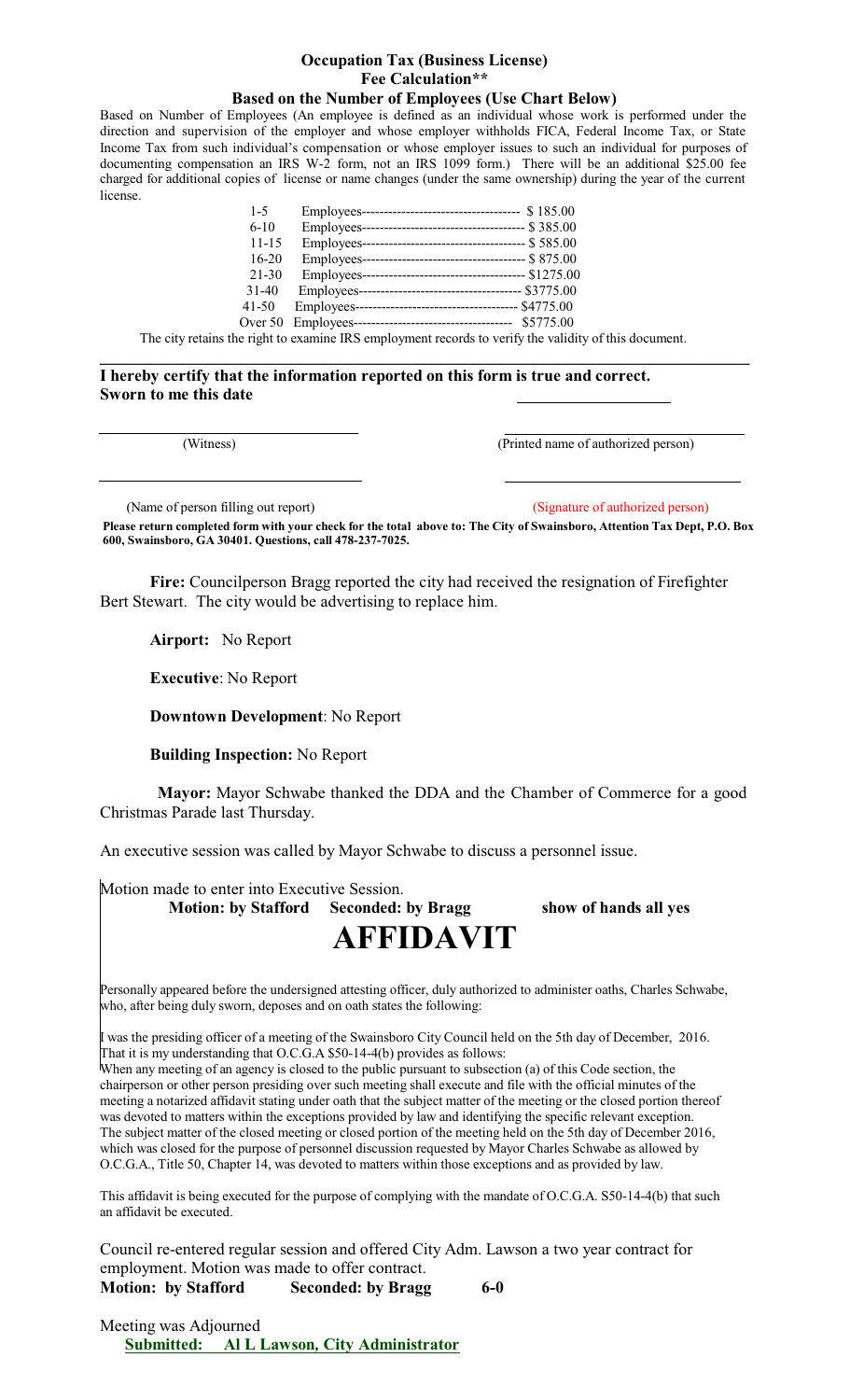**Occupation Tax (Business License)**
**Fee Calculation****
**Based on the Number of Employees (Use Chart Below)**

Based on Number of Employees (An employee is defined as an individual whose work is performed under the direction and supervision of the employer and whose employer withholds FICA, Federal Income Tax, or State Income Tax from such individual's compensation or whose employer issues to such an individual for purposes of documenting compensation an IRS W-2 form, not an IRS 1099 form.) There will be an additional $25.00 fee charged for additional copies of license or name changes (under the same ownership) during the year of the current license.

| | | |
|---|---|---|
| 1-5 | Employees------------------------------------ | $ 185.00 |
| 6-10 | Employees------------------------------------- | $ 385.00 |
| 11-15 | Employees------------------------------------- | $ 585.00 |
| 16-20 | Employees------------------------------------- | $ 875.00 |
| 21-30 | Employees------------------------------------- | $1275.00 |
| 31-40 | Employees------------------------------------- | $3775.00 |
| 41-50 | Employees------------------------------------- | $4775.00 |
| Over 50 | Employees------------------------------------ | $5775.00 |

The city retains the right to examine IRS employment records to verify the validity of this document.

**I hereby certify that the information reported on this form is true and correct.**
**Sworn to me this date** ____________________

______________________________ (Witness)

______________________________ (Printed name of authorized person)

______________________________ (Name of person filling out report)

______________________________ (Signature of authorized person)

**Please return completed form with your check for the total above to: The City of Swainsboro, Attention Tax Dept, P.O. Box 600, Swainsboro, GA 30401. Questions, call 478-237-7025.**

**Fire:** Councilperson Bragg reported the city had received the resignation of Firefighter Bert Stewart. The city would be advertising to replace him.

**Airport:** No Report

**Executive**: No Report

**Downtown Development**: No Report

**Building Inspection:** No Report

**Mayor:** Mayor Schwabe thanked the DDA and the Chamber of Commerce for a good Christmas Parade last Thursday.

An executive session was called by Mayor Schwabe to discuss a personnel issue.

Motion made to enter into Executive Session.
**Motion: by Stafford Seconded: by Bragg show of hands all yes**

# AFFIDAVIT

Personally appeared before the undersigned attesting officer, duly authorized to administer oaths, Charles Schwabe, who, after being duly sworn, deposes and on oath states the following:

I was the presiding officer of a meeting of the Swainsboro City Council held on the 5th day of December, 2016. That it is my understanding that O.C.G.A $50-14-4(b) provides as follows:
When any meeting of an agency is closed to the public pursuant to subsection (a) of this Code section, the chairperson or other person presiding over such meeting shall execute and file with the official minutes of the meeting a notarized affidavit stating under oath that the subject matter of the meeting or the closed portion thereof was devoted to matters within the exceptions provided by law and identifying the specific relevant exception. The subject matter of the closed meeting or closed portion of the meeting held on the 5th day of December 2016, which was closed for the purpose of personnel discussion requested by Mayor Charles Schwabe as allowed by O.C.G.A., Title 50, Chapter 14, was devoted to matters within those exceptions and as provided by law.

This affidavit is being executed for the purpose of complying with the mandate of O.C.G.A. S50-14-4(b) that such an affidavit be executed.

Council re-entered regular session and offered City Adm. Lawson a two year contract for employment. Motion was made to offer contract.
**Motion: by Stafford Seconded: by Bragg 6-0**

Meeting was Adjourned
**Submitted: Al L Lawson, City Administrator**